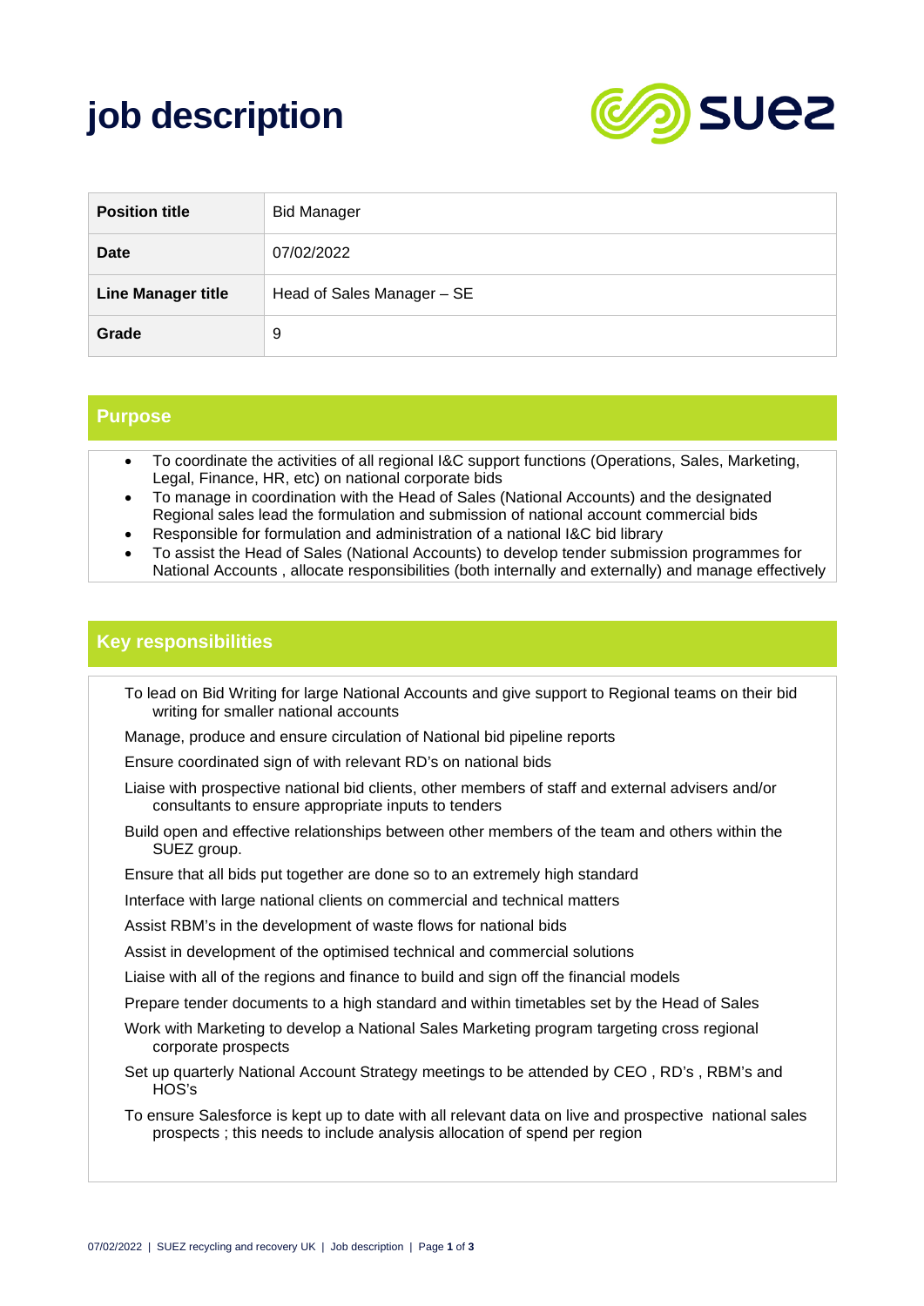# job description

| Position title | Bid Manager |
|---|---|
| Date | 07/02/2022 |
| Line Manager title | Head of Sales Manager – SE |
| Grade | 9 |

## Purpose

- To coordinate the activities of all regional I&C support functions (Operations, Sales, Marketing, Legal, Finance, HR, etc) on national corporate bids
- To manage in coordination with the Head of Sales (National Accounts) and the designated Regional sales lead the formulation and submission of national account commercial bids
- Responsible for formulation and administration of a national I&C bid library
- To assist the Head of Sales (National Accounts) to develop tender submission programmes for National Accounts , allocate responsibilities (both internally and externally) and manage effectively

## Key responsibilities

To lead on Bid Writing for large National Accounts and give support to Regional teams on their bid writing for smaller national accounts

Manage, produce and ensure circulation of National bid pipeline reports

Ensure coordinated sign of with relevant RD's on national bids

Liaise with prospective national bid clients, other members of staff and external advisers and/or consultants to ensure appropriate inputs to tenders

Build open and effective relationships between other members of the team and others within the SUEZ group.

Ensure that all bids put together are done so to an extremely high standard

Interface with large national clients on commercial and technical matters

Assist RBM's in the development of waste flows for national bids

Assist in development of the optimised technical and commercial solutions

Liaise with all of the regions and finance to build and sign off the financial models

Prepare tender documents to a high standard and within timetables set by the Head of Sales

Work with Marketing to develop a National Sales Marketing program targeting cross regional corporate prospects

Set up quarterly National Account Strategy meetings to be attended by CEO , RD's , RBM's and HOS's

To ensure Salesforce is kept up to date with all relevant data on live and prospective national sales prospects ; this needs to include analysis allocation of spend per region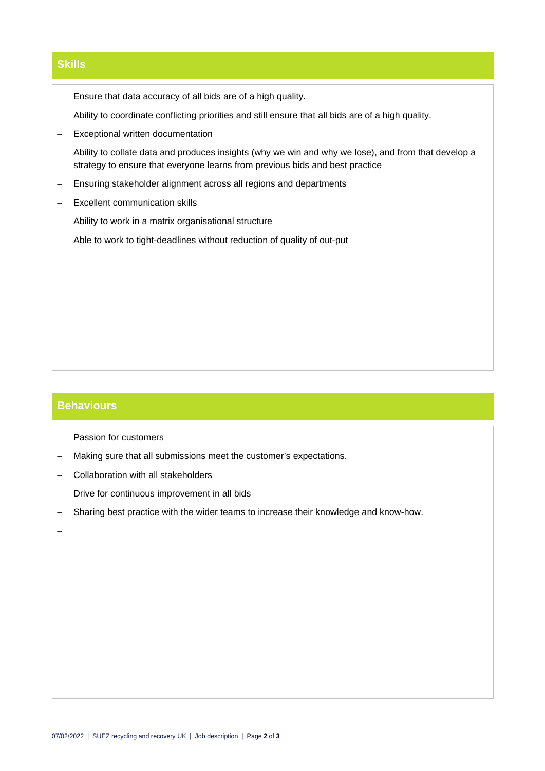## Skills

- Ensure that data accuracy of all bids are of a high quality.
- Ability to coordinate conflicting priorities and still ensure that all bids are of a high quality.
- Exceptional written documentation
- Ability to collate data and produces insights (why we win and why we lose), and from that develop a strategy to ensure that everyone learns from previous bids and best practice
- Ensuring stakeholder alignment across all regions and departments
- Excellent communication skills
- Ability to work in a matrix organisational structure
- Able to work to tight-deadlines without reduction of quality of out-put

## Behaviours

- Passion for customers
- Making sure that all submissions meet the customer's expectations.
- Collaboration with all stakeholders
- Drive for continuous improvement in all bids
- Sharing best practice with the wider teams to increase their knowledge and know-how.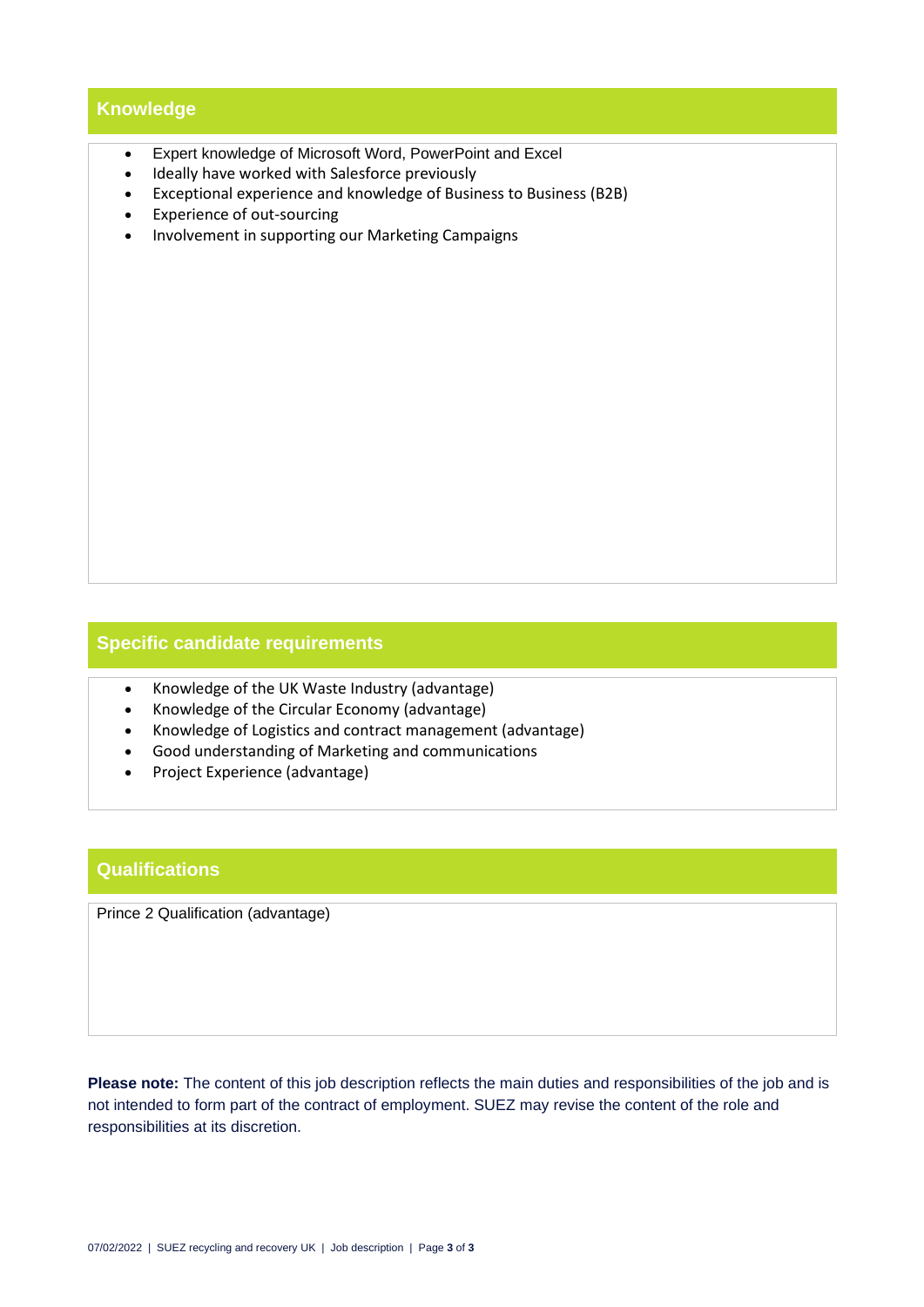## Knowledge

- Expert knowledge of Microsoft Word, PowerPoint and Excel
- Ideally have worked with Salesforce previously
- Exceptional experience and knowledge of Business to Business (B2B)
- Experience of out-sourcing
- Involvement in supporting our Marketing Campaigns

## Specific candidate requirements

- Knowledge of the UK Waste Industry (advantage)
- Knowledge of the Circular Economy (advantage)
- Knowledge of Logistics and contract management (advantage)
- Good understanding of Marketing and communications
- Project Experience (advantage)

## Qualifications

Prince 2 Qualification (advantage)

**Please note:** The content of this job description reflects the main duties and responsibilities of the job and is not intended to form part of the contract of employment. SUEZ may revise the content of the role and responsibilities at its discretion.